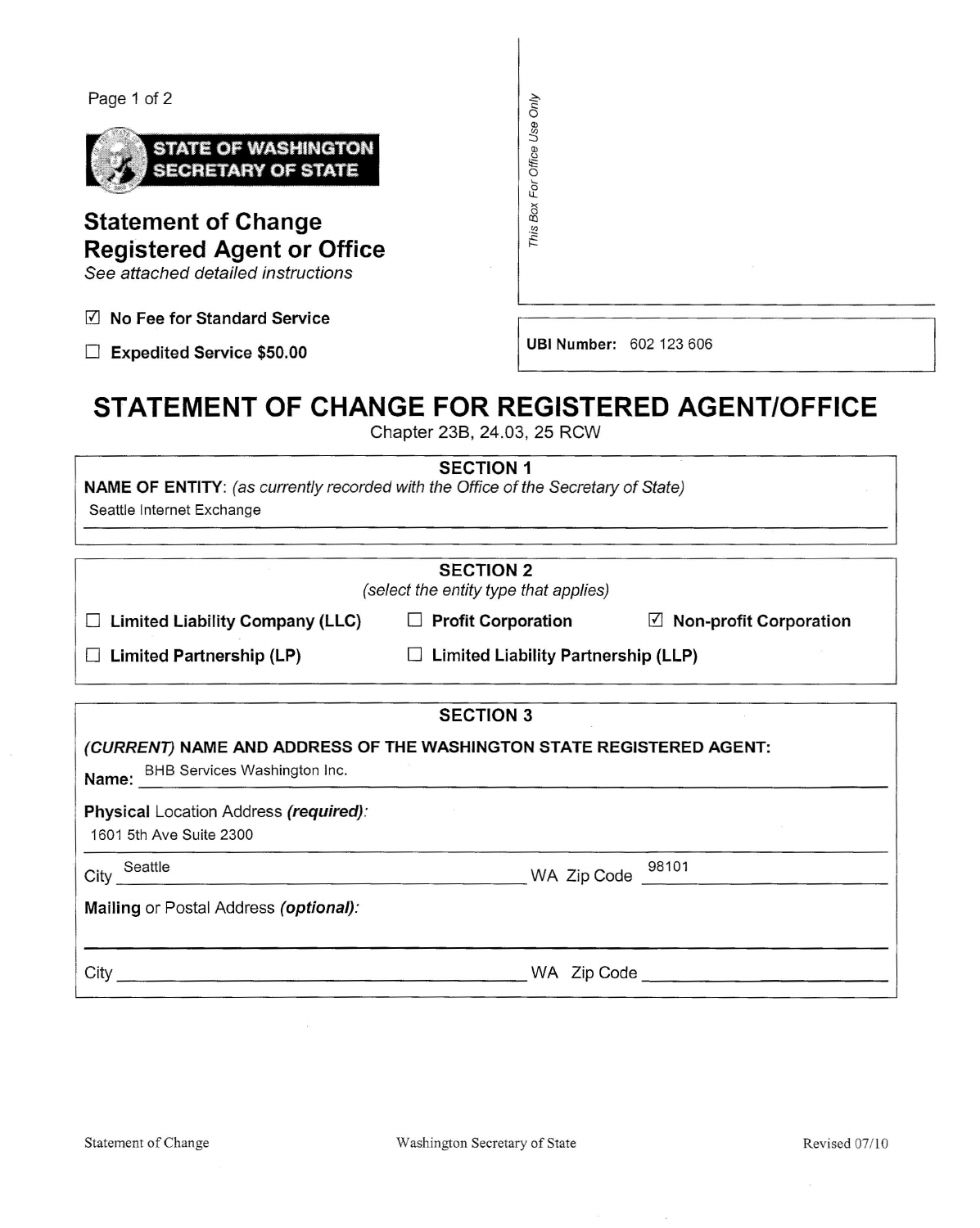STATE OF WASHINGTON
SECRETARY OF STATE

## Statement of Change Registered Agent or Office

*See attached detailed instructions*

☑ **No Fee for Standard Service**

☐ **Expedited Service $50.00**

*This Box For Office Use Only*

**UBI Number:** 602 123 606

# STATEMENT OF CHANGE FOR REGISTERED AGENT/OFFICE

Chapter 23B, 24.03, 25 RCW

### SECTION 1

**NAME OF ENTITY:** *(as currently recorded with the Office of the Secretary of State)*

Seattle Internet Exchange

### SECTION 2

*(select the entity type that applies)*

☐ **Limited Liability Company (LLC)** ☐ **Profit Corporation** ☑ **Non-profit Corporation**

☐ **Limited Partnership (LP)** ☐ **Limited Liability Partnership (LLP)**

### SECTION 3

***(CURRENT)* NAME AND ADDRESS OF THE WASHINGTON STATE REGISTERED AGENT:**

**Name:** BHB Services Washington Inc.

**Physical** Location Address ***(required)***:

1601 5th Ave Suite 2300

City Seattle WA Zip Code 98101

**Mailing** or Postal Address ***(optional)***:

City ______ WA Zip Code ______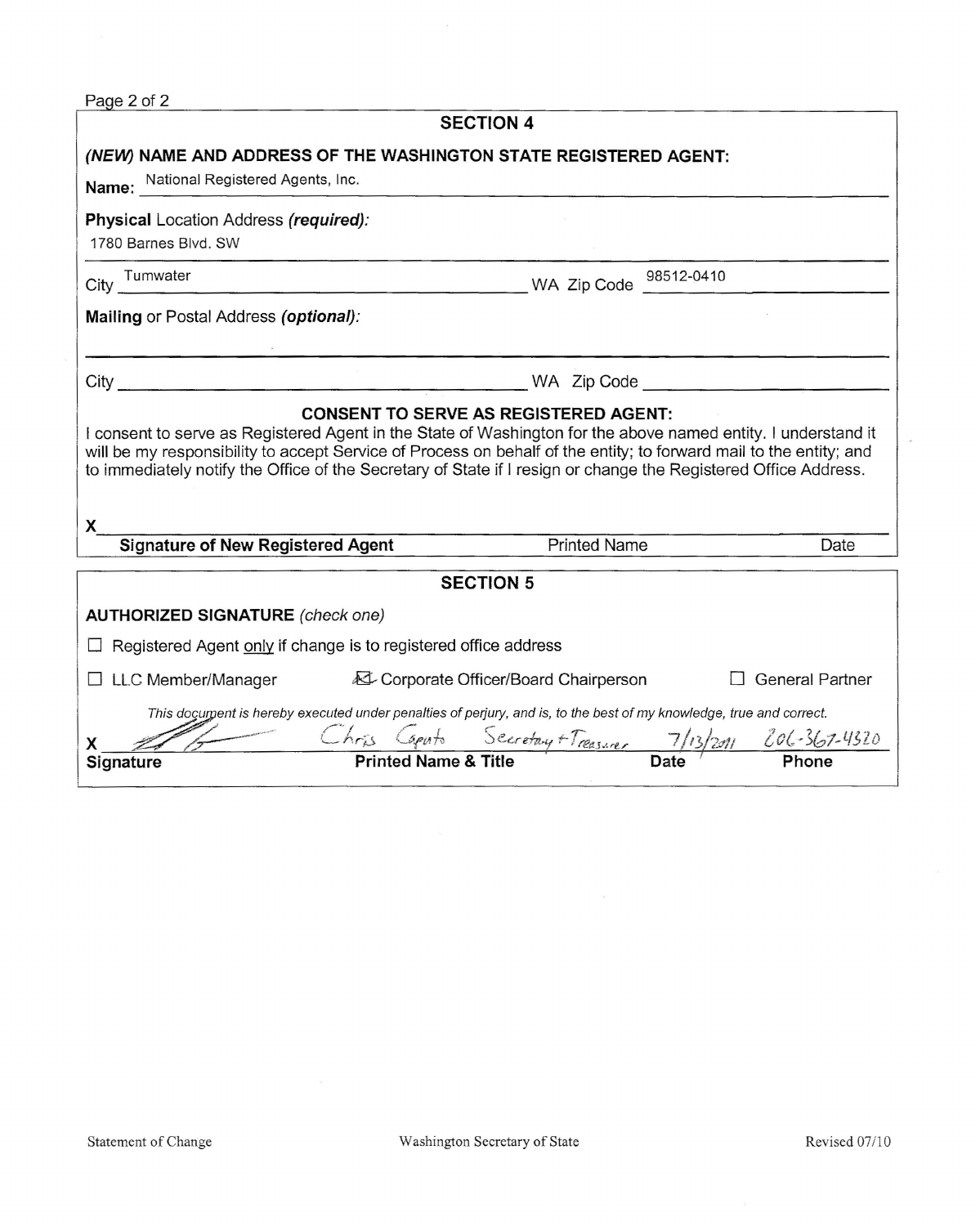## SECTION 4

***(NEW)* NAME AND ADDRESS OF THE WASHINGTON STATE REGISTERED AGENT:**

**Name:** National Registered Agents, Inc.

**Physical** Location Address ***(required):***

1780 Barnes Blvd. SW

City Tumwater WA Zip Code 98512-0410

**Mailing** or Postal Address ***(optional):***

City ______________________ WA Zip Code ______________

**CONSENT TO SERVE AS REGISTERED AGENT:**

I consent to serve as Registered Agent in the State of Washington for the above named entity. I understand it will be my responsibility to accept Service of Process on behalf of the entity; to forward mail to the entity; and to immediately notify the Office of the Secretary of State if I resign or change the Registered Office Address.

X ______________________

| **Signature of New Registered Agent** | Printed Name | Date |
|---|---|---|

## SECTION 5

**AUTHORIZED SIGNATURE** *(check one)*

☐ Registered Agent only if change is to registered office address

☐ LLC Member/Manager ☒ Corporate Officer/Board Chairperson ☐ General Partner

*This document is hereby executed under penalties of perjury, and is, to the best of my knowledge, true and correct.*

| **Signature** | **Printed Name & Title** | **Date** | **Phone** |
|---|---|---|---|
| X [signature] | Chris Caputo Secretary + Treasurer | 7/13/2011 | 206-367-4320 |

Statement of Change | Washington Secretary of State | Revised 07/10